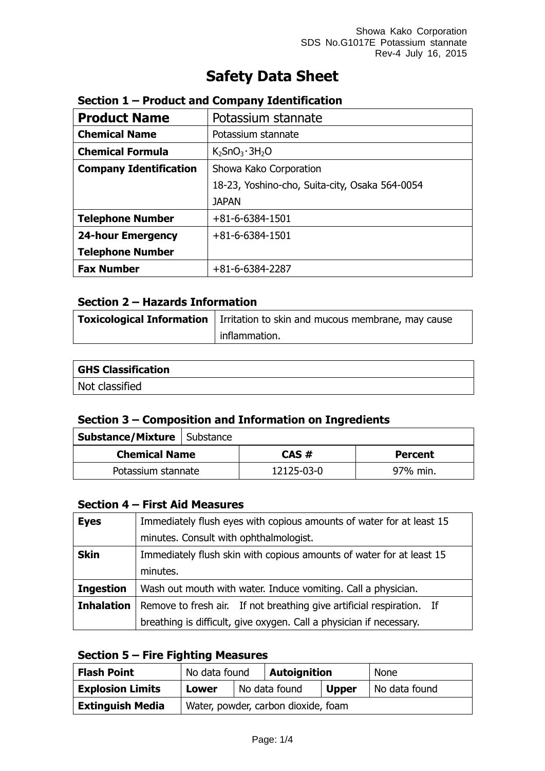# Safety Data Sheet

## Section 1 – Product and Company Identification

| **Product Name** | Potassium stannate |
|---|---|
| **Chemical Name** | Potassium stannate |
| **Chemical Formula** | $K_2SnO_3 \cdot 3H_2O$ |
| **Company Identification** | Showa Kako Corporation<br>18-23, Yoshino-cho, Suita-city, Osaka 564-0054<br>JAPAN |
| **Telephone Number** | +81-6-6384-1501 |
| **24-hour Emergency Telephone Number** | +81-6-6384-1501 |
| **Fax Number** | +81-6-6384-2287 |

## Section 2 – Hazards Information

| **Toxicological Information** | Irritation to skin and mucous membrane, may cause inflammation. |
|---|---|

| **GHS Classification** |
|---|
| Not classified |

## Section 3 – Composition and Information on Ingredients

| **Substance/Mixture** | Substance |
|---|---|

| **Chemical Name** | **CAS #** | **Percent** |
|---|---|---|
| Potassium stannate | 12125-03-0 | 97% min. |

## Section 4 – First Aid Measures

| **Eyes** | Immediately flush eyes with copious amounts of water for at least 15 minutes. Consult with ophthalmologist. |
|---|---|
| **Skin** | Immediately flush skin with copious amounts of water for at least 15 minutes. |
| **Ingestion** | Wash out mouth with water. Induce vomiting. Call a physician. |
| **Inhalation** | Remove to fresh air. If not breathing give artificial respiration. If breathing is difficult, give oxygen. Call a physician if necessary. |

## Section 5 – Fire Fighting Measures

| **Flash Point** | No data found | | **Autoignition** | | None |
|---|---|---|---|---|---|
| **Explosion Limits** | **Lower** | No data found | | **Upper** | No data found |
| **Extinguish Media** | Water, powder, carbon dioxide, foam | | | | |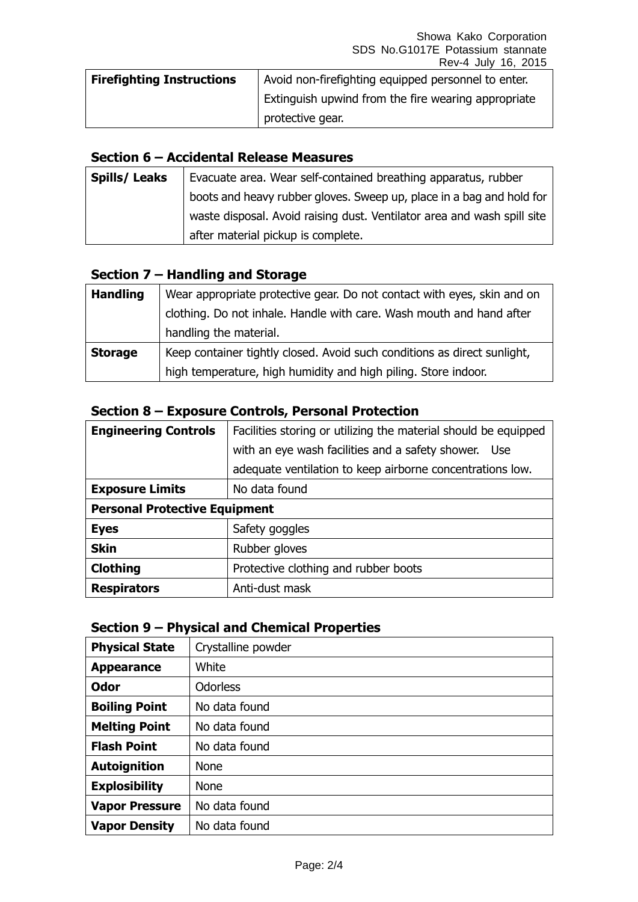| **Firefighting Instructions** | Avoid non-firefighting equipped personnel to enter. Extinguish upwind from the fire wearing appropriate protective gear. |
|---|---|

## Section 6 – Accidental Release Measures

| **Spills/ Leaks** | Evacuate area. Wear self-contained breathing apparatus, rubber boots and heavy rubber gloves. Sweep up, place in a bag and hold for waste disposal. Avoid raising dust. Ventilator area and wash spill site after material pickup is complete. |
|---|---|

## Section 7 – Handling and Storage

| **Handling** | Wear appropriate protective gear. Do not contact with eyes, skin and on clothing. Do not inhale. Handle with care. Wash mouth and hand after handling the material. |
|---|---|
| **Storage** | Keep container tightly closed. Avoid such conditions as direct sunlight, high temperature, high humidity and high piling. Store indoor. |

## Section 8 – Exposure Controls, Personal Protection

| **Engineering Controls** | Facilities storing or utilizing the material should be equipped with an eye wash facilities and a safety shower. Use adequate ventilation to keep airborne concentrations low. |
|---|---|
| **Exposure Limits** | No data found |
| **Personal Protective Equipment** | |
| **Eyes** | Safety goggles |
| **Skin** | Rubber gloves |
| **Clothing** | Protective clothing and rubber boots |
| **Respirators** | Anti-dust mask |

## Section 9 – Physical and Chemical Properties

| **Physical State** | Crystalline powder |
|---|---|
| **Appearance** | White |
| **Odor** | Odorless |
| **Boiling Point** | No data found |
| **Melting Point** | No data found |
| **Flash Point** | No data found |
| **Autoignition** | None |
| **Explosibility** | None |
| **Vapor Pressure** | No data found |
| **Vapor Density** | No data found |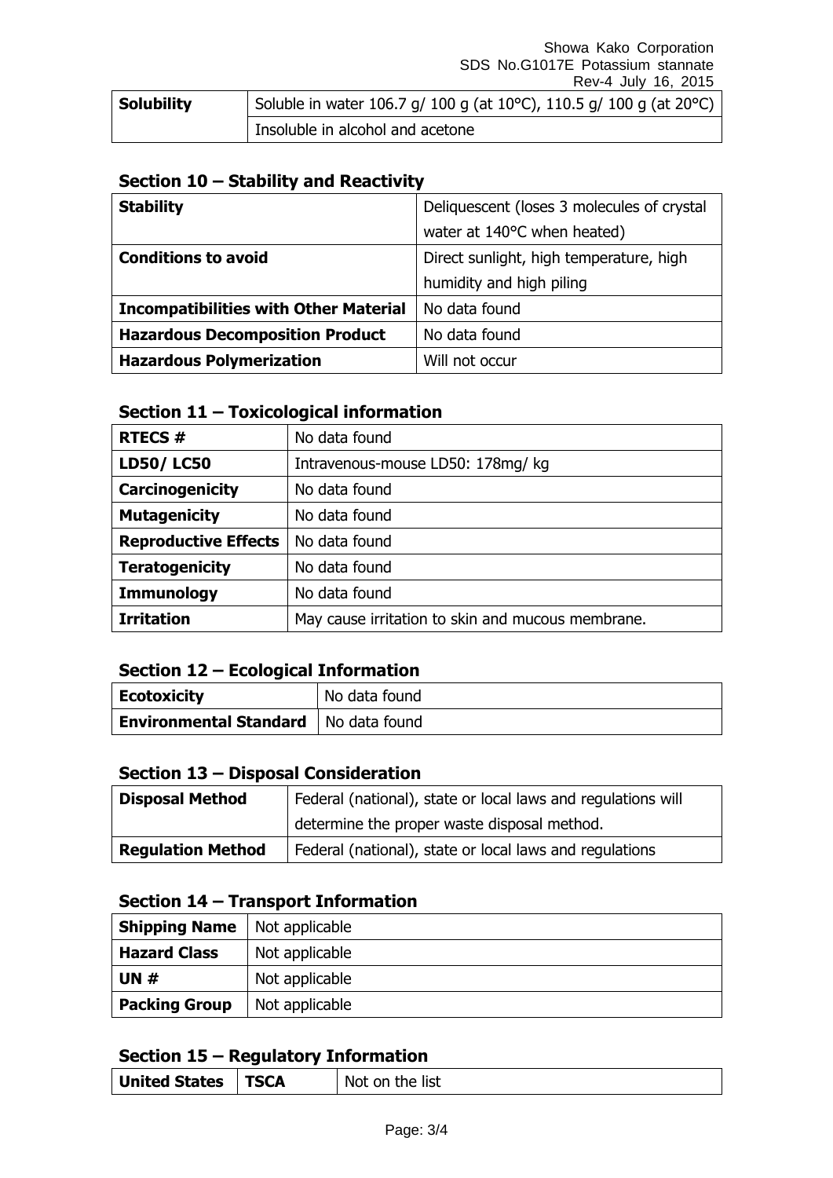| Solubility | Soluble in water 106.7 g/ 100 g (at 10°C), 110.5 g/ 100 g (at 20°C) |
| --- | --- |
| | Insoluble in alcohol and acetone |

## Section 10 – Stability and Reactivity

| | |
| --- | --- |
| **Stability** | Deliquescent (loses 3 molecules of crystal water at 140°C when heated) |
| **Conditions to avoid** | Direct sunlight, high temperature, high humidity and high piling |
| **Incompatibilities with Other Material** | No data found |
| **Hazardous Decomposition Product** | No data found |
| **Hazardous Polymerization** | Will not occur |

## Section 11 – Toxicological information

| | |
| --- | --- |
| **RTECS #** | No data found |
| **LD50/ LC50** | Intravenous-mouse LD50: 178mg/ kg |
| **Carcinogenicity** | No data found |
| **Mutagenicity** | No data found |
| **Reproductive Effects** | No data found |
| **Teratogenicity** | No data found |
| **Immunology** | No data found |
| **Irritation** | May cause irritation to skin and mucous membrane. |

## Section 12 – Ecological Information

| | |
| --- | --- |
| **Ecotoxicity** | No data found |
| **Environmental Standard** | No data found |

## Section 13 – Disposal Consideration

| | |
| --- | --- |
| **Disposal Method** | Federal (national), state or local laws and regulations will determine the proper waste disposal method. |
| **Regulation Method** | Federal (national), state or local laws and regulations |

## Section 14 – Transport Information

| | |
| --- | --- |
| **Shipping Name** | Not applicable |
| **Hazard Class** | Not applicable |
| **UN #** | Not applicable |
| **Packing Group** | Not applicable |

## Section 15 – Regulatory Information

| | | |
| --- | --- | --- |
| **United States** | **TSCA** | Not on the list |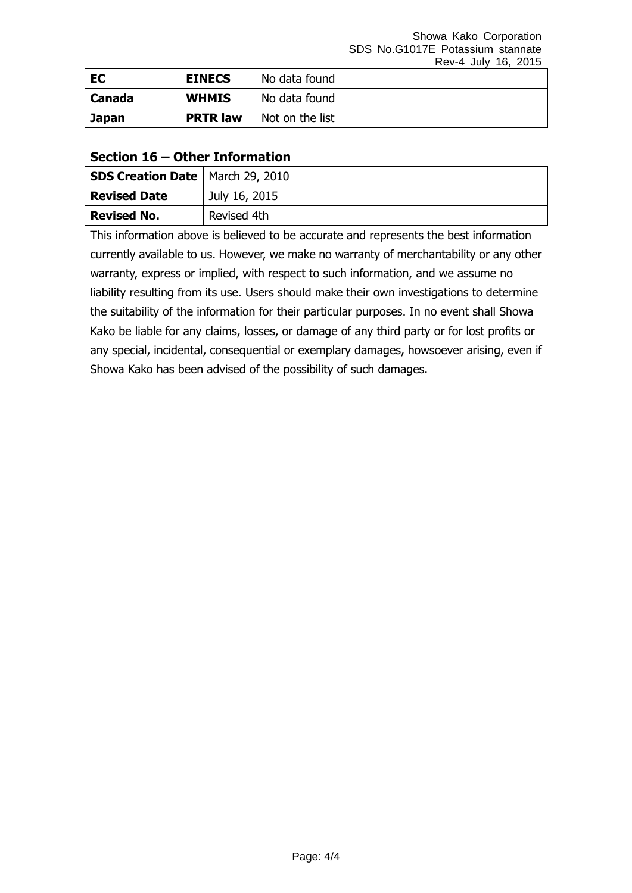| | | |
|---|---|---|
| **EC** | **EINECS** | No data found |
| **Canada** | **WHMIS** | No data found |
| **Japan** | **PRTR law** | Not on the list |

## Section 16 – Other Information

| | |
|---|---|
| **SDS Creation Date** | March 29, 2010 |
| **Revised Date** | July 16, 2015 |
| **Revised No.** | Revised 4th |

This information above is believed to be accurate and represents the best information currently available to us. However, we make no warranty of merchantability or any other warranty, express or implied, with respect to such information, and we assume no liability resulting from its use. Users should make their own investigations to determine the suitability of the information for their particular purposes. In no event shall Showa Kako be liable for any claims, losses, or damage of any third party or for lost profits or any special, incidental, consequential or exemplary damages, howsoever arising, even if Showa Kako has been advised of the possibility of such damages.